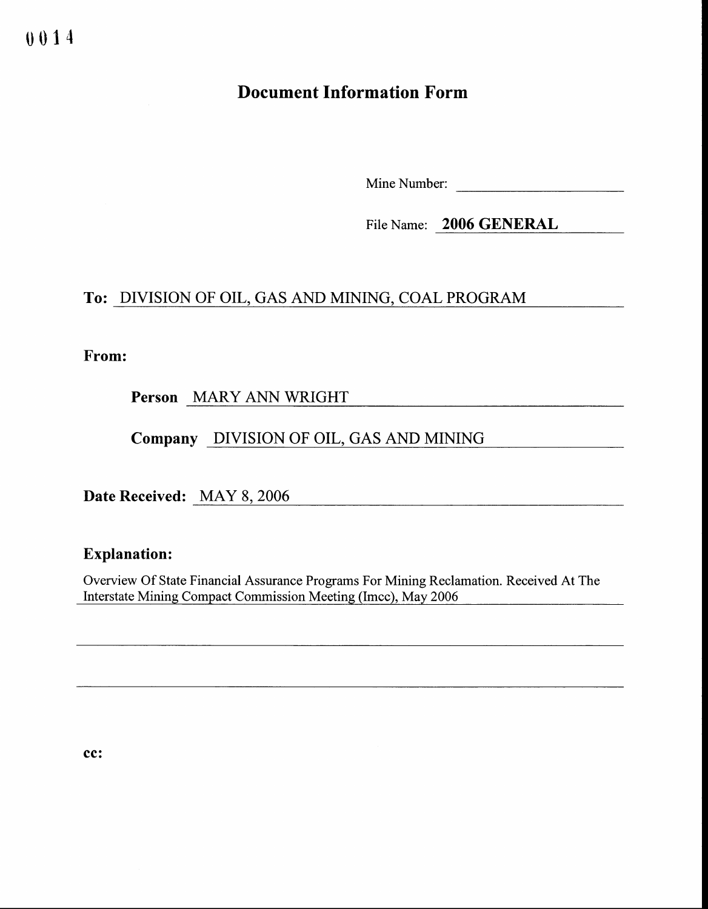0014

# Document Information Form

Mine Number: ______________________

File Name: **2006 GENERAL**

**To:** DIVISION OF OIL, GAS AND MINING, COAL PROGRAM

**From:**

**Person** MARY ANN WRIGHT

**Company** DIVISION OF OIL, GAS AND MINING

**Date Received:** MAY 8, 2006

**Explanation:**

Overview Of State Financial Assurance Programs For Mining Reclamation. Received At The Interstate Mining Compact Commission Meeting (Imcc), May 2006

**cc:**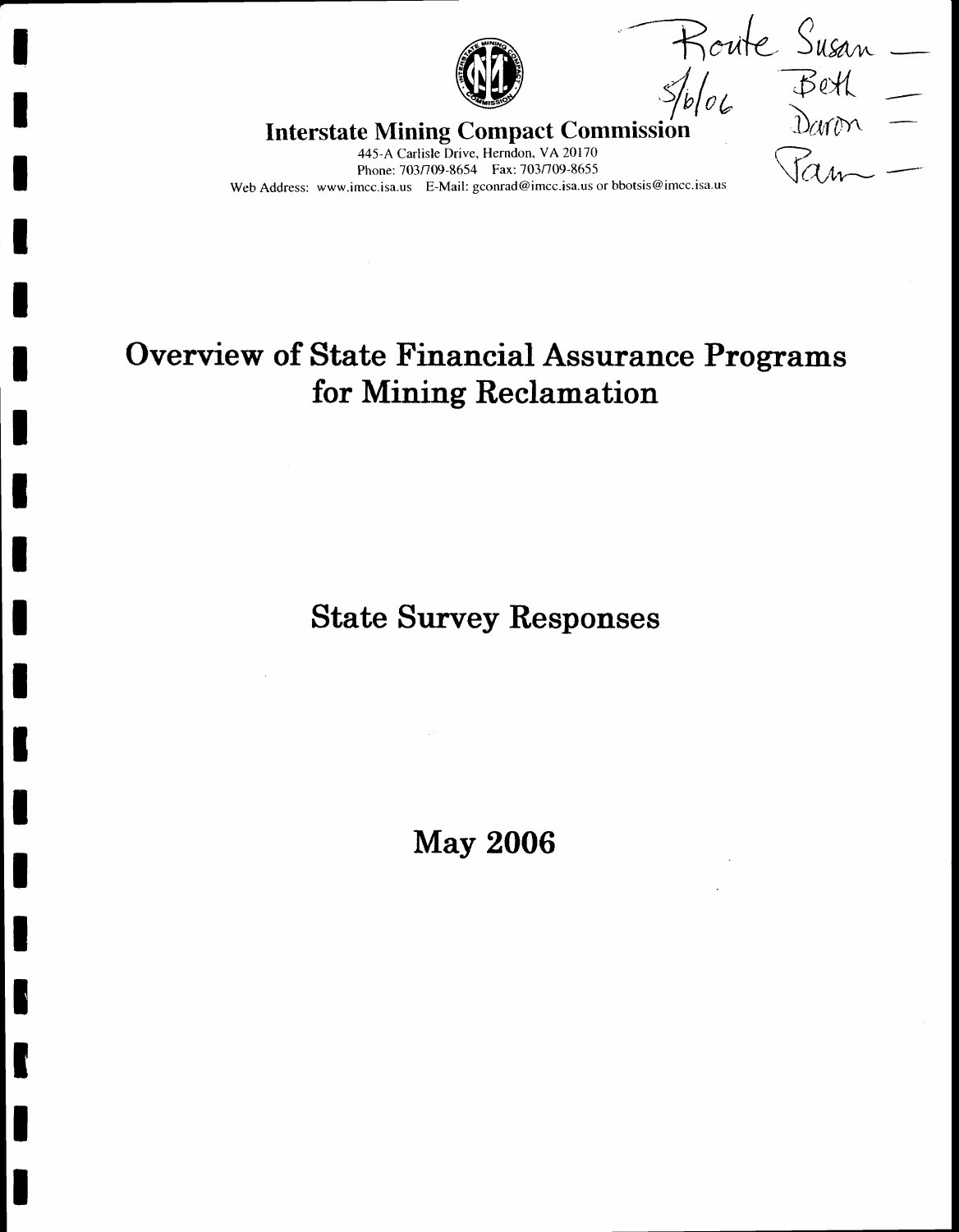Route Susan —
5/6/06 Beth —
Daron —
Pam —

**Interstate Mining Compact Commission**

445-A Carlisle Drive, Herndon, VA 20170
Phone: 703/709-8654 Fax: 703/709-8655
Web Address: www.imcc.isa.us E-Mail: gconrad@imcc.isa.us or bbotsis@imcc.isa.us

# Overview of State Financial Assurance Programs for Mining Reclamation

## State Survey Responses

## May 2006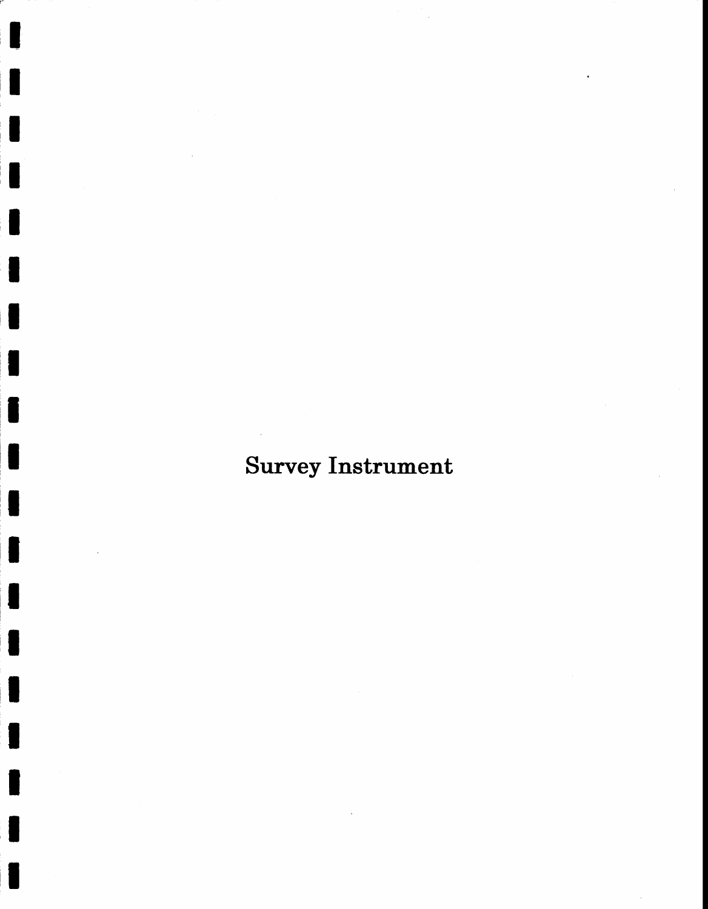# Survey Instrument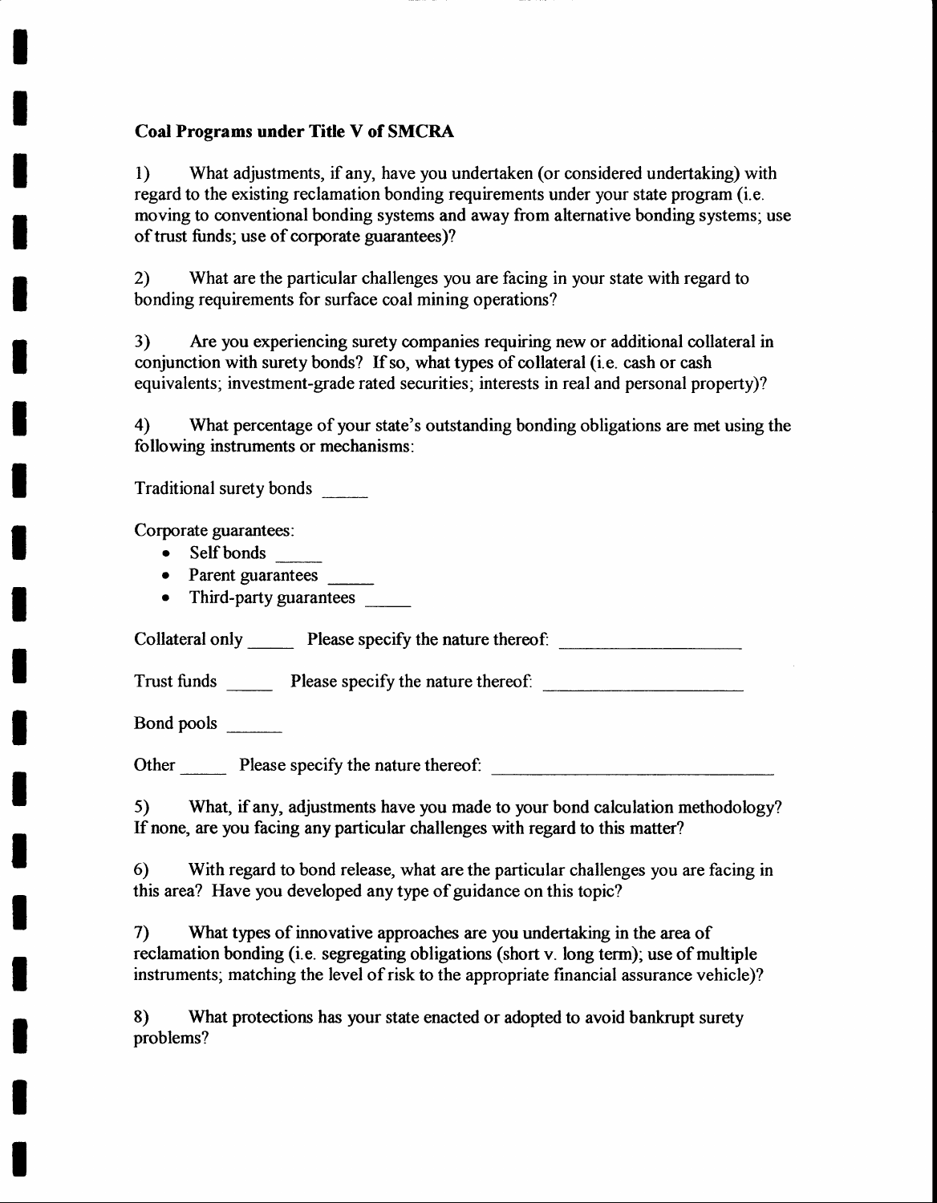**Coal Programs under Title V of SMCRA**

1) What adjustments, if any, have you undertaken (or considered undertaking) with regard to the existing reclamation bonding requirements under your state program (i.e. moving to conventional bonding systems and away from alternative bonding systems; use of trust funds; use of corporate guarantees)?

2) What are the particular challenges you are facing in your state with regard to bonding requirements for surface coal mining operations?

3) Are you experiencing surety companies requiring new or additional collateral in conjunction with surety bonds? If so, what types of collateral (i.e. cash or cash equivalents; investment-grade rated securities; interests in real and personal property)?

4) What percentage of your state's outstanding bonding obligations are met using the following instruments or mechanisms:

Traditional surety bonds _____

Corporate guarantees:

- Self bonds _____
- Parent guarantees _____
- Third-party guarantees _____

Collateral only _____ Please specify the nature thereof: ____________________

Trust funds _____ Please specify the nature thereof: ______________________

Bond pools ______

Other _____ Please specify the nature thereof: ________________________________

5) What, if any, adjustments have you made to your bond calculation methodology? If none, are you facing any particular challenges with regard to this matter?

6) With regard to bond release, what are the particular challenges you are facing in this area? Have you developed any type of guidance on this topic?

7) What types of innovative approaches are you undertaking in the area of reclamation bonding (i.e. segregating obligations (short v. long term); use of multiple instruments; matching the level of risk to the appropriate financial assurance vehicle)?

8) What protections has your state enacted or adopted to avoid bankrupt surety problems?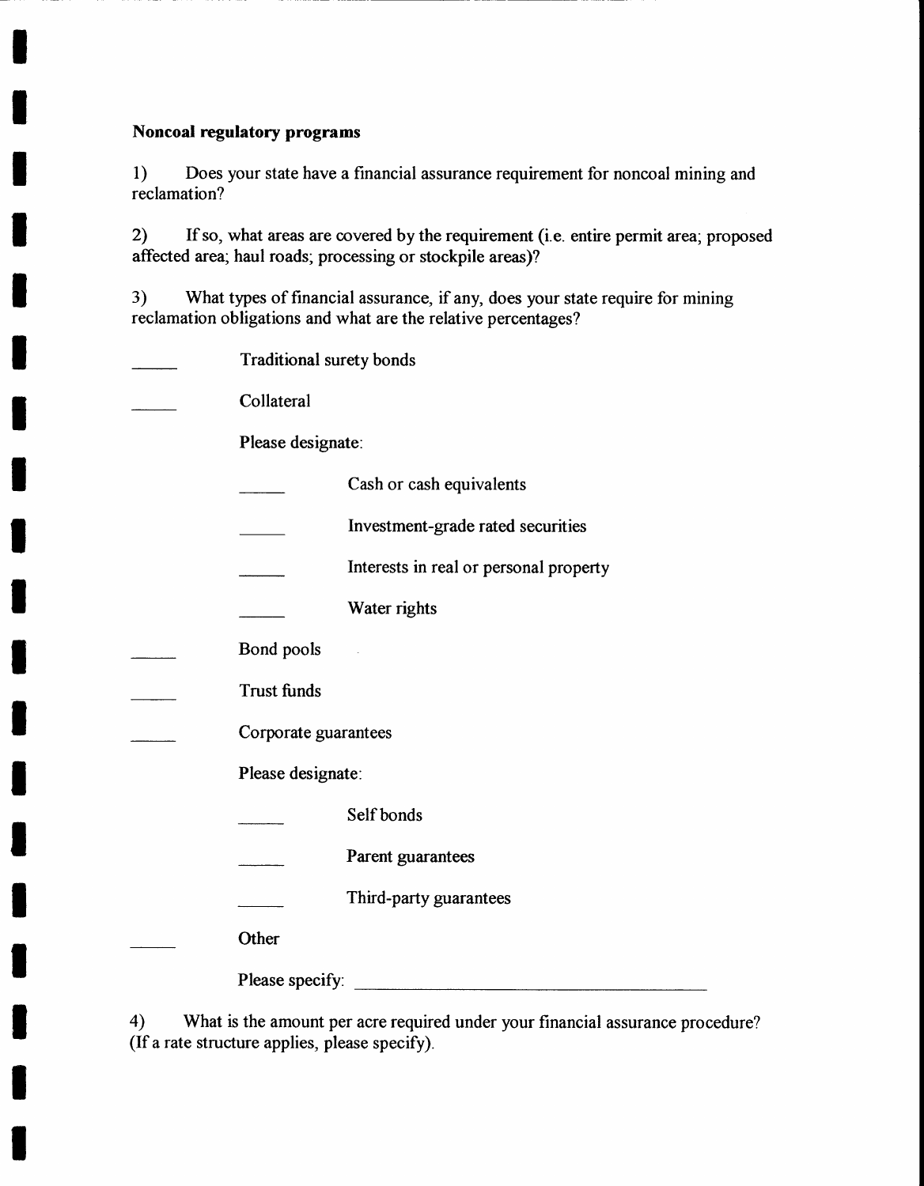**Noncoal regulatory programs**

1) Does your state have a financial assurance requirement for noncoal mining and reclamation?

2) If so, what areas are covered by the requirement (i.e. entire permit area; proposed affected area; haul roads; processing or stockpile areas)?

3) What types of financial assurance, if any, does your state require for mining reclamation obligations and what are the relative percentages?

_____ Traditional surety bonds

_____ Collateral

Please designate:

- _____ Cash or cash equivalents
- _____ Investment-grade rated securities
- _____ Interests in real or personal property
- _____ Water rights

_____ Bond pools

_____ Trust funds

_____ Corporate guarantees

Please designate:

- _____ Self bonds
- _____ Parent guarantees
- _____ Third-party guarantees

_____ Other

Please specify: ________________________________________

4) What is the amount per acre required under your financial assurance procedure? (If a rate structure applies, please specify).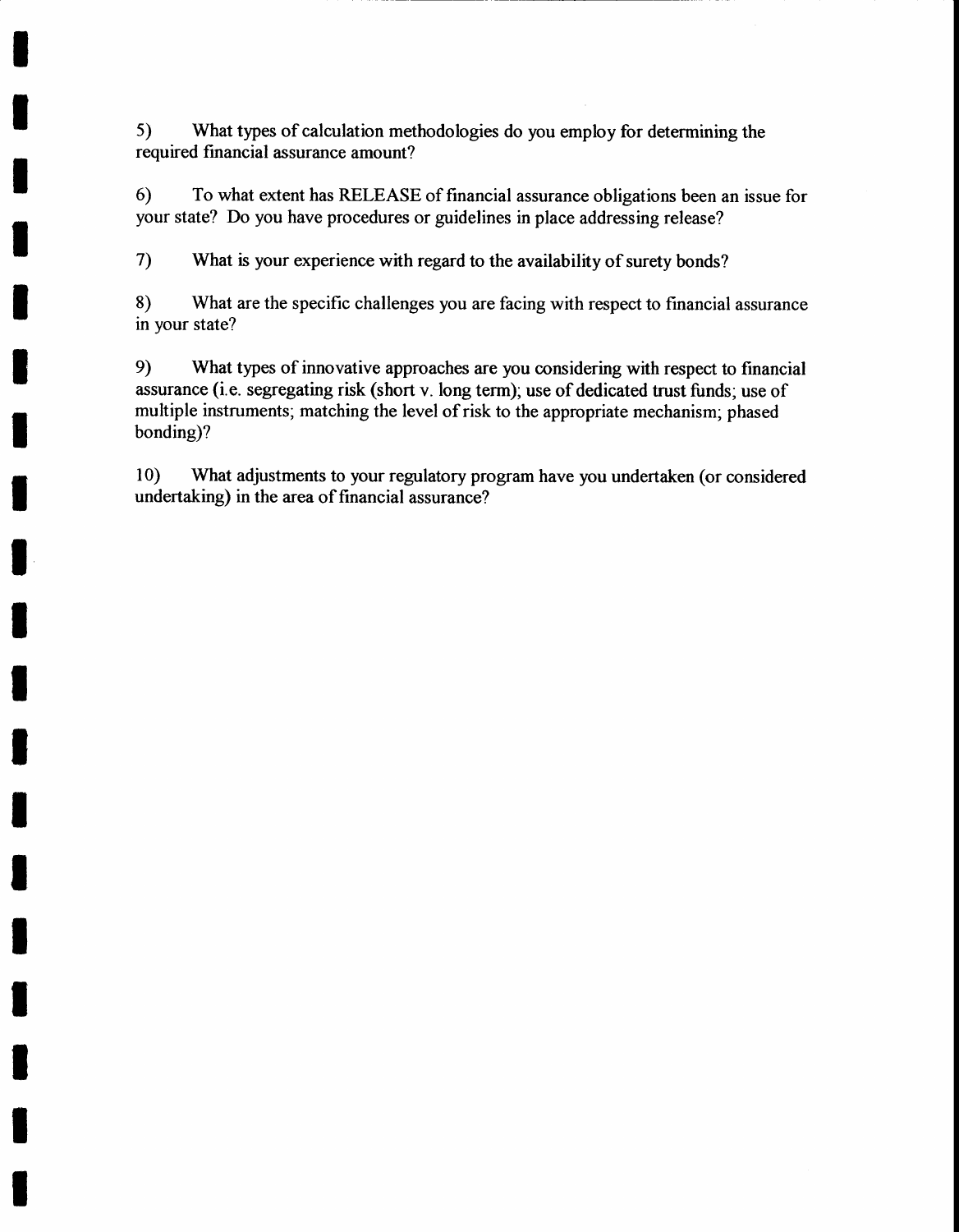5) What types of calculation methodologies do you employ for determining the required financial assurance amount?

6) To what extent has RELEASE of financial assurance obligations been an issue for your state? Do you have procedures or guidelines in place addressing release?

7) What is your experience with regard to the availability of surety bonds?

8) What are the specific challenges you are facing with respect to financial assurance in your state?

9) What types of innovative approaches are you considering with respect to financial assurance (i.e. segregating risk (short v. long term); use of dedicated trust funds; use of multiple instruments; matching the level of risk to the appropriate mechanism; phased bonding)?

10) What adjustments to your regulatory program have you undertaken (or considered undertaking) in the area of financial assurance?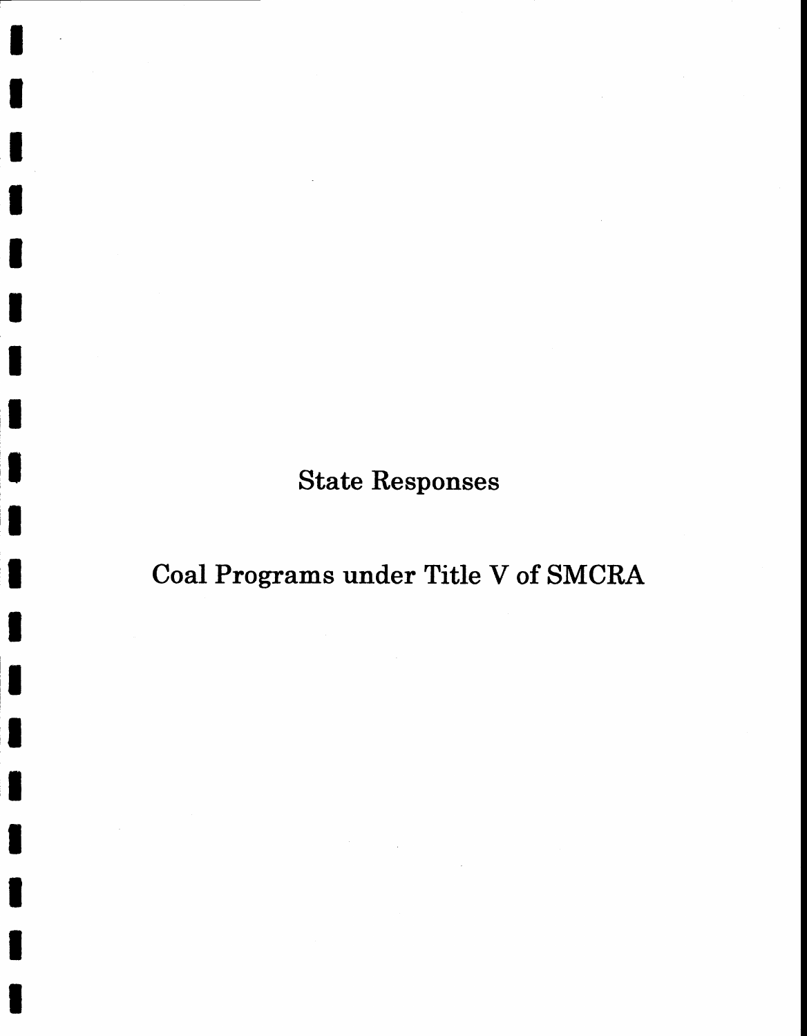# State Responses

# Coal Programs under Title V of SMCRA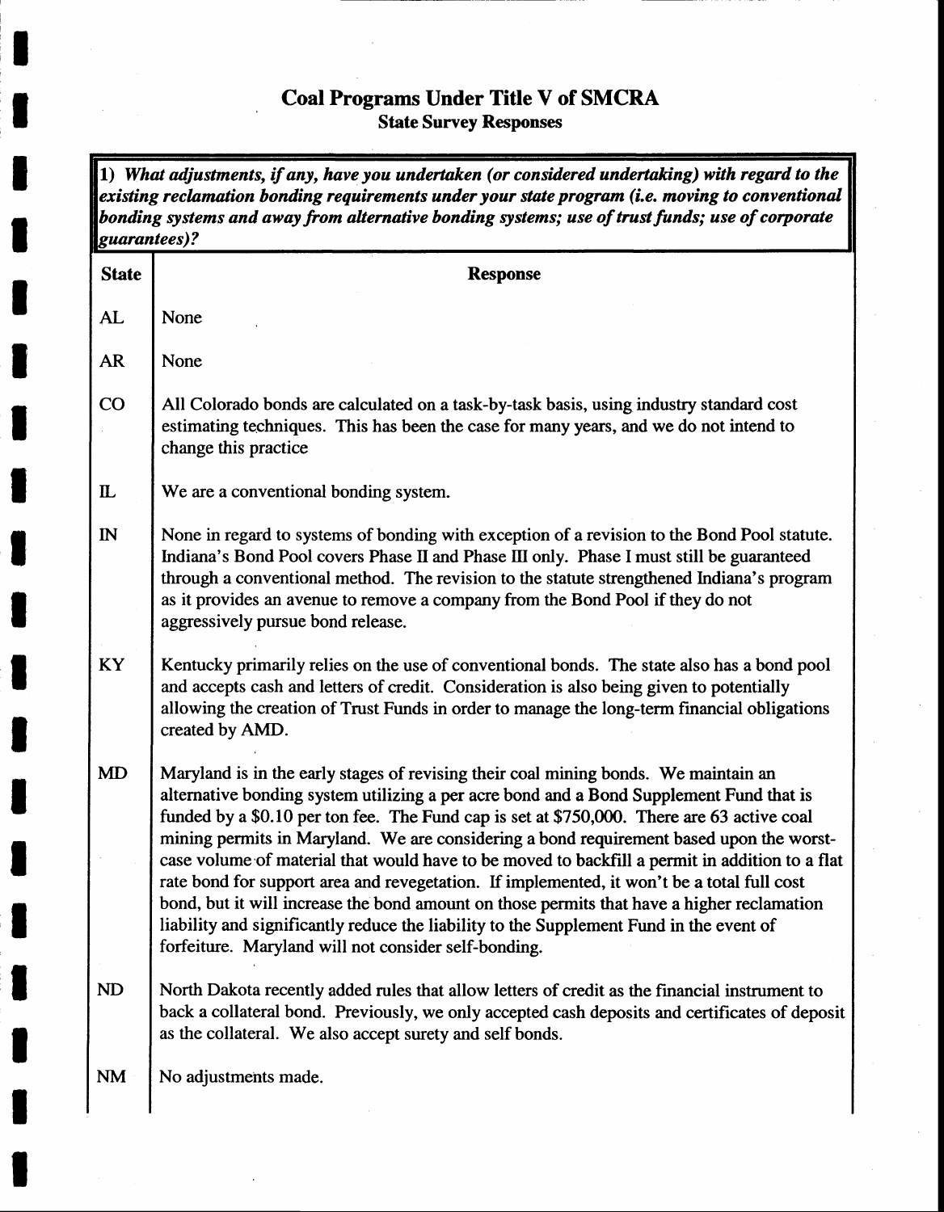# Coal Programs Under Title V of SMCRA

## State Survey Responses

**1)** ***What adjustments, if any, have you undertaken (or considered undertaking) with regard to the existing reclamation bonding requirements under your state program (i.e. moving to conventional bonding systems and away from alternative bonding systems; use of trust funds; use of corporate guarantees)?***

| State | Response |
|---|---|
| AL | None |
| AR | None |
| CO | All Colorado bonds are calculated on a task-by-task basis, using industry standard cost estimating techniques. This has been the case for many years, and we do not intend to change this practice |
| IL | We are a conventional bonding system. |
| IN | None in regard to systems of bonding with exception of a revision to the Bond Pool statute. Indiana's Bond Pool covers Phase II and Phase III only. Phase I must still be guaranteed through a conventional method. The revision to the statute strengthened Indiana's program as it provides an avenue to remove a company from the Bond Pool if they do not aggressively pursue bond release. |
| KY | Kentucky primarily relies on the use of conventional bonds. The state also has a bond pool and accepts cash and letters of credit. Consideration is also being given to potentially allowing the creation of Trust Funds in order to manage the long-term financial obligations created by AMD. |
| MD | Maryland is in the early stages of revising their coal mining bonds. We maintain an alternative bonding system utilizing a per acre bond and a Bond Supplement Fund that is funded by a $0.10 per ton fee. The Fund cap is set at $750,000. There are 63 active coal mining permits in Maryland. We are considering a bond requirement based upon the worst-case volume of material that would have to be moved to backfill a permit in addition to a flat rate bond for support area and revegetation. If implemented, it won't be a total full cost bond, but it will increase the bond amount on those permits that have a higher reclamation liability and significantly reduce the liability to the Supplement Fund in the event of forfeiture. Maryland will not consider self-bonding. |
| ND | North Dakota recently added rules that allow letters of credit as the financial instrument to back a collateral bond. Previously, we only accepted cash deposits and certificates of deposit as the collateral. We also accept surety and self bonds. |
| NM | No adjustments made. |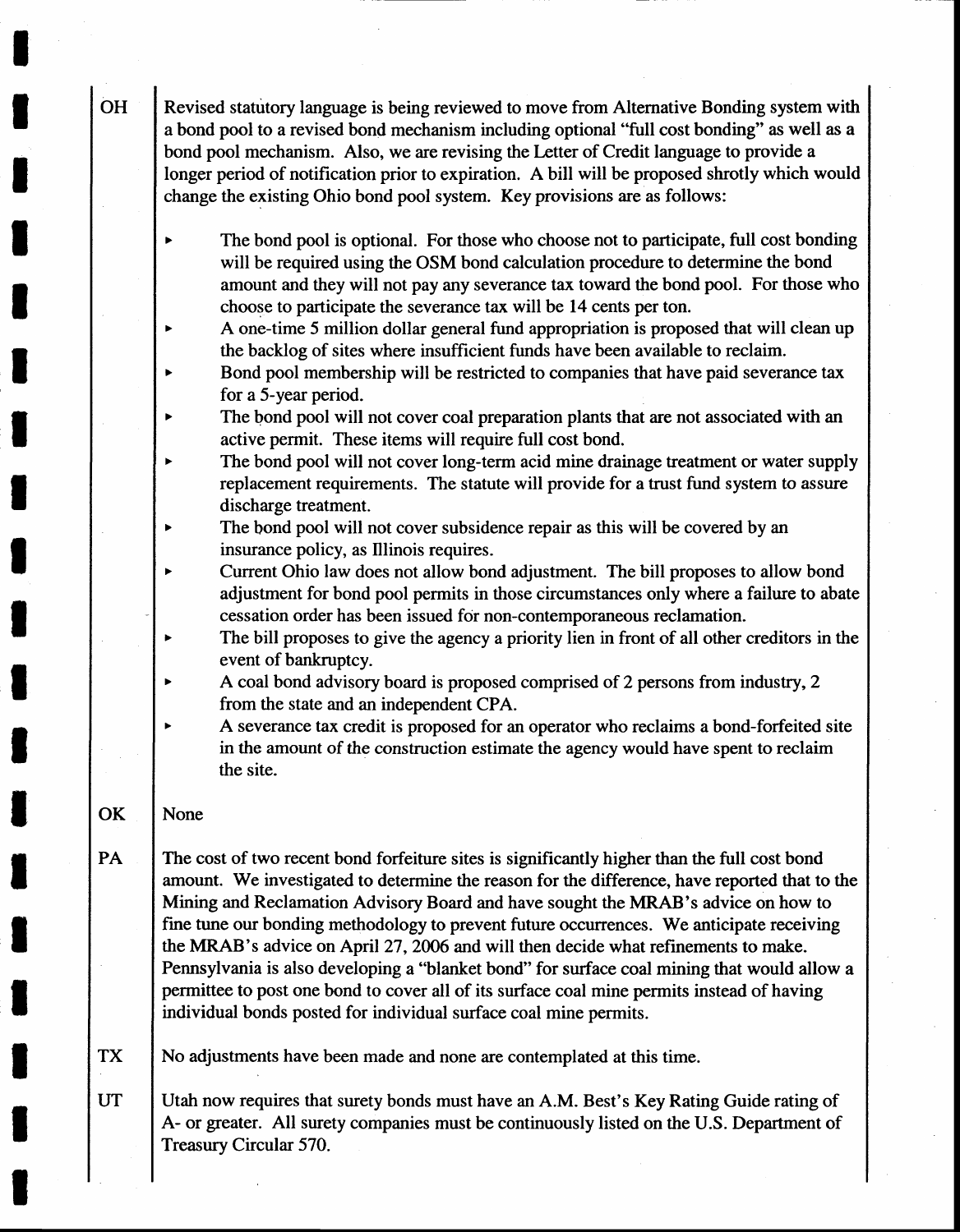| | |
|---|---|
| OH | Revised statutory language is being reviewed to move from Alternative Bonding system with a bond pool to a revised bond mechanism including optional "full cost bonding" as well as a bond pool mechanism. Also, we are revising the Letter of Credit language to provide a longer period of notification prior to expiration. A bill will be proposed shrotly which would change the existing Ohio bond pool system. Key provisions are as follows:<br><br>▸ The bond pool is optional. For those who choose not to participate, full cost bonding will be required using the OSM bond calculation procedure to determine the bond amount and they will not pay any severance tax toward the bond pool. For those who choose to participate the severance tax will be 14 cents per ton.<br>▸ A one-time 5 million dollar general fund appropriation is proposed that will clean up the backlog of sites where insufficient funds have been available to reclaim.<br>▸ Bond pool membership will be restricted to companies that have paid severance tax for a 5-year period.<br>▸ The bond pool will not cover coal preparation plants that are not associated with an active permit. These items will require full cost bond.<br>▸ The bond pool will not cover long-term acid mine drainage treatment or water supply replacement requirements. The statute will provide for a trust fund system to assure discharge treatment.<br>▸ The bond pool will not cover subsidence repair as this will be covered by an insurance policy, as Illinois requires.<br>▸ Current Ohio law does not allow bond adjustment. The bill proposes to allow bond adjustment for bond pool permits in those circumstances only where a failure to abate cessation order has been issued for non-contemporaneous reclamation.<br>▸ The bill proposes to give the agency a priority lien in front of all other creditors in the event of bankruptcy.<br>▸ A coal bond advisory board is proposed comprised of 2 persons from industry, 2 from the state and an independent CPA.<br>▸ A severance tax credit is proposed for an operator who reclaims a bond-forfeited site in the amount of the construction estimate the agency would have spent to reclaim the site. |
| OK | None |
| PA | The cost of two recent bond forfeiture sites is significantly higher than the full cost bond amount. We investigated to determine the reason for the difference, have reported that to the Mining and Reclamation Advisory Board and have sought the MRAB's advice on how to fine tune our bonding methodology to prevent future occurrences. We anticipate receiving the MRAB's advice on April 27, 2006 and will then decide what refinements to make. Pennsylvania is also developing a "blanket bond" for surface coal mining that would allow a permittee to post one bond to cover all of its surface coal mine permits instead of having individual bonds posted for individual surface coal mine permits. |
| TX | No adjustments have been made and none are contemplated at this time. |
| UT | Utah now requires that surety bonds must have an A.M. Best's Key Rating Guide rating of A- or greater. All surety companies must be continuously listed on the U.S. Department of Treasury Circular 570. |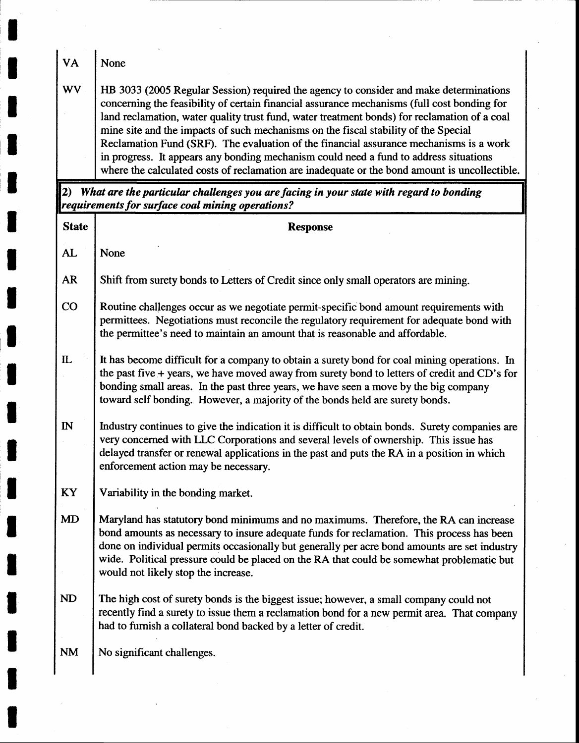| | |
|---|---|
| VA | None |
| WV | HB 3033 (2005 Regular Session) required the agency to consider and make determinations concerning the feasibility of certain financial assurance mechanisms (full cost bonding for land reclamation, water quality trust fund, water treatment bonds) for reclamation of a coal mine site and the impacts of such mechanisms on the fiscal stability of the Special Reclamation Fund (SRF). The evaluation of the financial assurance mechanisms is a work in progress. It appears any bonding mechanism could need a fund to address situations where the calculated costs of reclamation are inadequate or the bond amount is uncollectible. |

**2)** ***What are the particular challenges you are facing in your state with regard to bonding requirements for surface coal mining operations?***

| State | Response |
|---|---|
| AL | None |
| AR | Shift from surety bonds to Letters of Credit since only small operators are mining. |
| CO | Routine challenges occur as we negotiate permit-specific bond amount requirements with permittees. Negotiations must reconcile the regulatory requirement for adequate bond with the permittee's need to maintain an amount that is reasonable and affordable. |
| IL | It has become difficult for a company to obtain a surety bond for coal mining operations. In the past five + years, we have moved away from surety bond to letters of credit and CD's for bonding small areas. In the past three years, we have seen a move by the big company toward self bonding. However, a majority of the bonds held are surety bonds. |
| IN | Industry continues to give the indication it is difficult to obtain bonds. Surety companies are very concerned with LLC Corporations and several levels of ownership. This issue has delayed transfer or renewal applications in the past and puts the RA in a position in which enforcement action may be necessary. |
| KY | Variability in the bonding market. |
| MD | Maryland has statutory bond minimums and no maximums. Therefore, the RA can increase bond amounts as necessary to insure adequate funds for reclamation. This process has been done on individual permits occasionally but generally per acre bond amounts are set industry wide. Political pressure could be placed on the RA that could be somewhat problematic but would not likely stop the increase. |
| ND | The high cost of surety bonds is the biggest issue; however, a small company could not recently find a surety to issue them a reclamation bond for a new permit area. That company had to furnish a collateral bond backed by a letter of credit. |
| NM | No significant challenges. |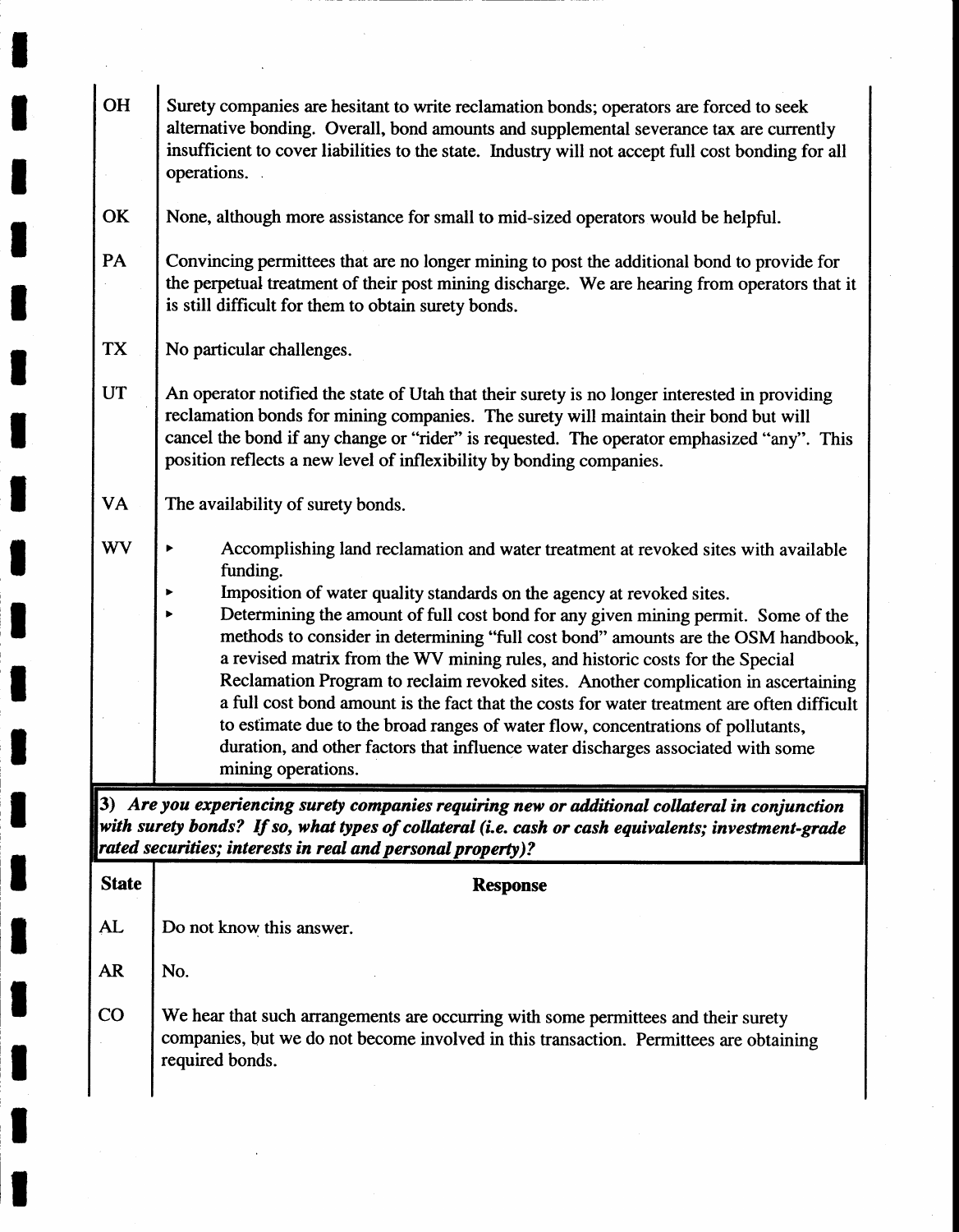| | |
|---|---|
| OH | Surety companies are hesitant to write reclamation bonds; operators are forced to seek alternative bonding. Overall, bond amounts and supplemental severance tax are currently insufficient to cover liabilities to the state. Industry will not accept full cost bonding for all operations. |
| OK | None, although more assistance for small to mid-sized operators would be helpful. |
| PA | Convincing permittees that are no longer mining to post the additional bond to provide for the perpetual treatment of their post mining discharge. We are hearing from operators that it is still difficult for them to obtain surety bonds. |
| TX | No particular challenges. |
| UT | An operator notified the state of Utah that their surety is no longer interested in providing reclamation bonds for mining companies. The surety will maintain their bond but will cancel the bond if any change or "rider" is requested. The operator emphasized "any". This position reflects a new level of inflexibility by bonding companies. |
| VA | The availability of surety bonds. |
| WV | ▸ Accomplishing land reclamation and water treatment at revoked sites with available funding.<br>▸ Imposition of water quality standards on the agency at revoked sites.<br>▸ Determining the amount of full cost bond for any given mining permit. Some of the methods to consider in determining "full cost bond" amounts are the OSM handbook, a revised matrix from the WV mining rules, and historic costs for the Special Reclamation Program to reclaim revoked sites. Another complication in ascertaining a full cost bond amount is the fact that the costs for water treatment are often difficult to estimate due to the broad ranges of water flow, concentrations of pollutants, duration, and other factors that influence water discharges associated with some mining operations. |

**3)** ***Are you experiencing surety companies requiring new or additional collateral in conjunction with surety bonds? If so, what types of collateral (i.e. cash or cash equivalents; investment-grade rated securities; interests in real and personal property)?***

| State | Response |
|---|---|
| AL | Do not know this answer. |
| AR | No. |
| CO | We hear that such arrangements are occurring with some permittees and their surety companies, but we do not become involved in this transaction. Permittees are obtaining required bonds. |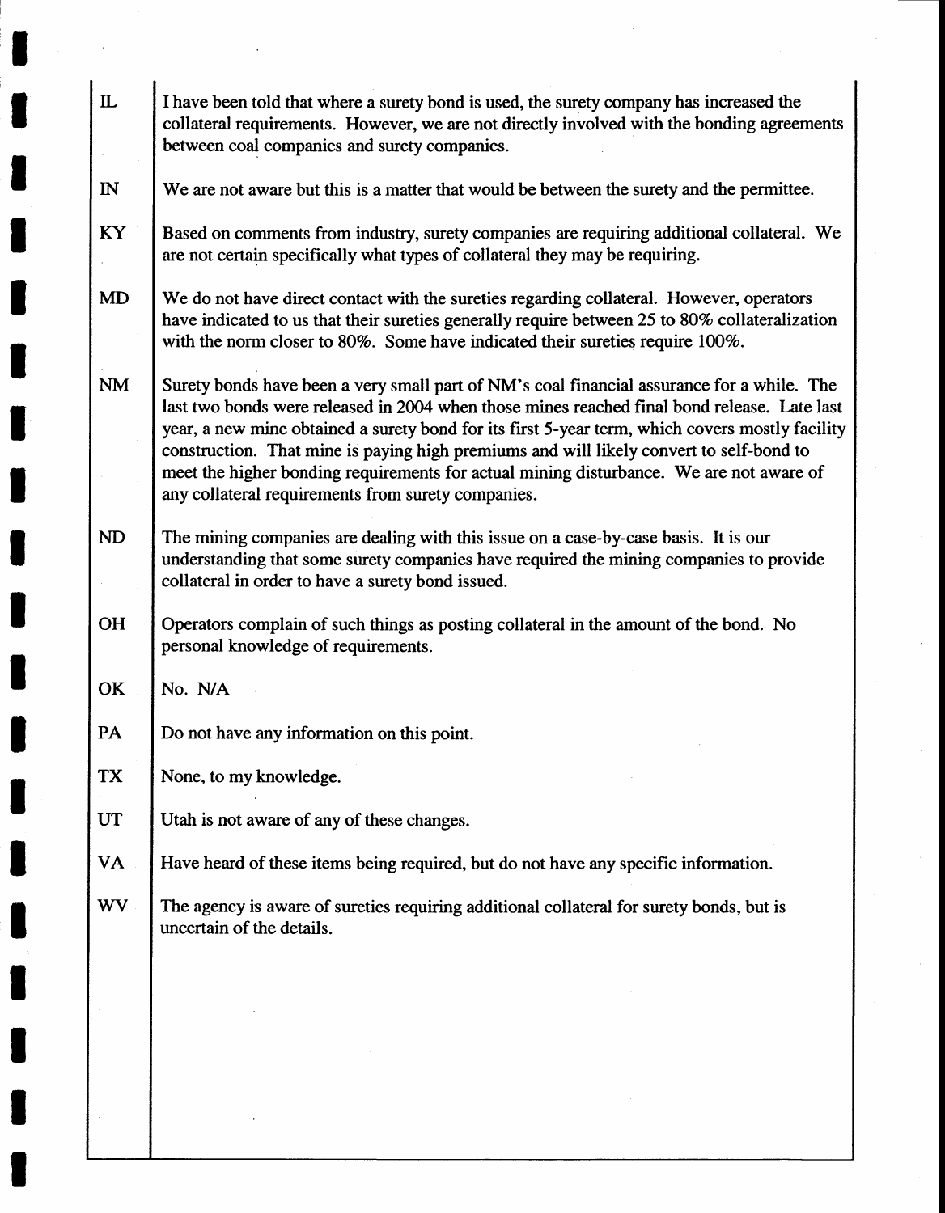| | |
|---|---|
| IL | I have been told that where a surety bond is used, the surety company has increased the collateral requirements. However, we are not directly involved with the bonding agreements between coal companies and surety companies. |
| IN | We are not aware but this is a matter that would be between the surety and the permittee. |
| KY | Based on comments from industry, surety companies are requiring additional collateral. We are not certain specifically what types of collateral they may be requiring. |
| MD | We do not have direct contact with the sureties regarding collateral. However, operators have indicated to us that their sureties generally require between 25 to 80% collateralization with the norm closer to 80%. Some have indicated their sureties require 100%. |
| NM | Surety bonds have been a very small part of NM's coal financial assurance for a while. The last two bonds were released in 2004 when those mines reached final bond release. Late last year, a new mine obtained a surety bond for its first 5-year term, which covers mostly facility construction. That mine is paying high premiums and will likely convert to self-bond to meet the higher bonding requirements for actual mining disturbance. We are not aware of any collateral requirements from surety companies. |
| ND | The mining companies are dealing with this issue on a case-by-case basis. It is our understanding that some surety companies have required the mining companies to provide collateral in order to have a surety bond issued. |
| OH | Operators complain of such things as posting collateral in the amount of the bond. No personal knowledge of requirements. |
| OK | No. N/A |
| PA | Do not have any information on this point. |
| TX | None, to my knowledge. |
| UT | Utah is not aware of any of these changes. |
| VA | Have heard of these items being required, but do not have any specific information. |
| WV | The agency is aware of sureties requiring additional collateral for surety bonds, but is uncertain of the details. |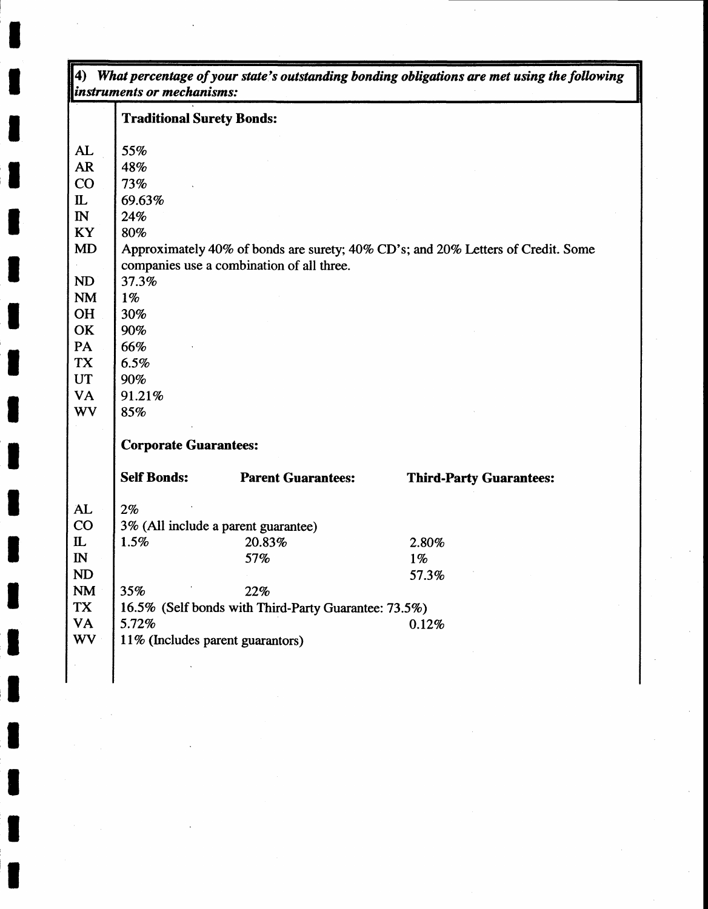**4) *What percentage of your state's outstanding bonding obligations are met using the following instruments or mechanisms:***

**Traditional Surety Bonds:**

| | |
|---|---|
| AL | 55% |
| AR | 48% |
| CO | 73% |
| IL | 69.63% |
| IN | 24% |
| KY | 80% |
| MD | Approximately 40% of bonds are surety; 40% CD's; and 20% Letters of Credit. Some companies use a combination of all three. |
| ND | 37.3% |
| NM | 1% |
| OH | 30% |
| OK | 90% |
| PA | 66% |
| TX | 6.5% |
| UT | 90% |
| VA | 91.21% |
| WV | 85% |

**Corporate Guarantees:**

| | **Self Bonds:** | **Parent Guarantees:** | **Third-Party Guarantees:** |
|---|---|---|---|
| AL | 2% | | |
| CO | 3% (All include a parent guarantee) | | |
| IL | 1.5% | 20.83% | 2.80% |
| IN | | 57% | 1% |
| ND | | | 57.3% |
| NM | 35% | 22% | |
| TX | 16.5% (Self bonds with Third-Party Guarantee: 73.5%) | | |
| VA | 5.72% | | 0.12% |
| WV | 11% (Includes parent guarantors) | | |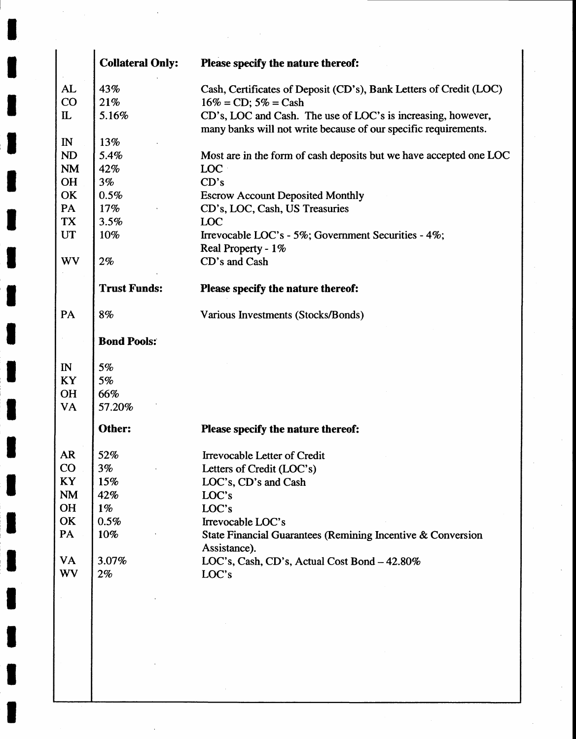| | **Collateral Only:** | **Please specify the nature thereof:** |
|---|---|---|
| AL | 43% | Cash, Certificates of Deposit (CD's), Bank Letters of Credit (LOC) |
| CO | 21% | 16% = CD; 5% = Cash |
| IL | 5.16% | CD's, LOC and Cash. The use of LOC's is increasing, however, many banks will not write because of our specific requirements. |
| IN | 13% | |
| ND | 5.4% | Most are in the form of cash deposits but we have accepted one LOC |
| NM | 42% | LOC |
| OH | 3% | CD's |
| OK | 0.5% | Escrow Account Deposited Monthly |
| PA | 17% | CD's, LOC, Cash, US Treasuries |
| TX | 3.5% | LOC |
| UT | 10% | Irrevocable LOC's - 5%; Government Securities - 4%; Real Property - 1% |
| WV | 2% | CD's and Cash |
| | **Trust Funds:** | **Please specify the nature thereof:** |
| PA | 8% | Various Investments (Stocks/Bonds) |
| | **Bond Pools:** | |
| IN | 5% | |
| KY | 5% | |
| OH | 66% | |
| VA | 57.20% | |
| | **Other:** | **Please specify the nature thereof:** |
| AR | 52% | Irrevocable Letter of Credit |
| CO | 3% | Letters of Credit (LOC's) |
| KY | 15% | LOC's, CD's and Cash |
| NM | 42% | LOC's |
| OH | 1% | LOC's |
| OK | 0.5% | Irrevocable LOC's |
| PA | 10% | State Financial Guarantees (Remining Incentive & Conversion Assistance). |
| VA | 3.07% | LOC's, Cash, CD's, Actual Cost Bond – 42.80% |
| WV | 2% | LOC's |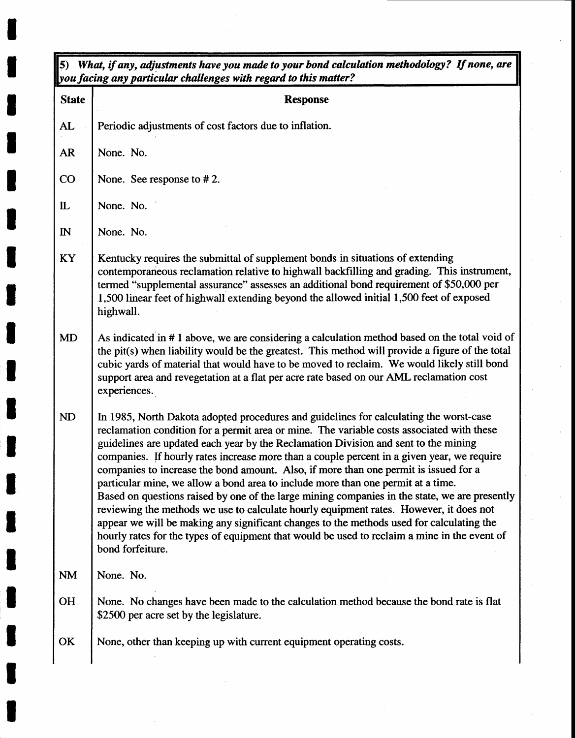| ***5) What, if any, adjustments have you made to your bond calculation methodology? If none, are you facing any particular challenges with regard to this matter?*** | |
|---|---|
| **State** | **Response** |
| AL | Periodic adjustments of cost factors due to inflation. |
| AR | None. No. |
| CO | None. See response to # 2. |
| IL | None. No. |
| IN | None. No. |
| KY | Kentucky requires the submittal of supplement bonds in situations of extending contemporaneous reclamation relative to highwall backfilling and grading. This instrument, termed "supplemental assurance" assesses an additional bond requirement of $50,000 per 1,500 linear feet of highwall extending beyond the allowed initial 1,500 feet of exposed highwall. |
| MD | As indicated in # 1 above, we are considering a calculation method based on the total void of the pit(s) when liability would be the greatest. This method will provide a figure of the total cubic yards of material that would have to be moved to reclaim. We would likely still bond support area and revegetation at a flat per acre rate based on our AML reclamation cost experiences. |
| ND | In 1985, North Dakota adopted procedures and guidelines for calculating the worst-case reclamation condition for a permit area or mine. The variable costs associated with these guidelines are updated each year by the Reclamation Division and sent to the mining companies. If hourly rates increase more than a couple percent in a given year, we require companies to increase the bond amount. Also, if more than one permit is issued for a particular mine, we allow a bond area to include more than one permit at a time. Based on questions raised by one of the large mining companies in the state, we are presently reviewing the methods we use to calculate hourly equipment rates. However, it does not appear we will be making any significant changes to the methods used for calculating the hourly rates for the types of equipment that would be used to reclaim a mine in the event of bond forfeiture. |
| NM | None. No. |
| OH | None. No changes have been made to the calculation method because the bond rate is flat $2500 per acre set by the legislature. |
| OK | None, other than keeping up with current equipment operating costs. |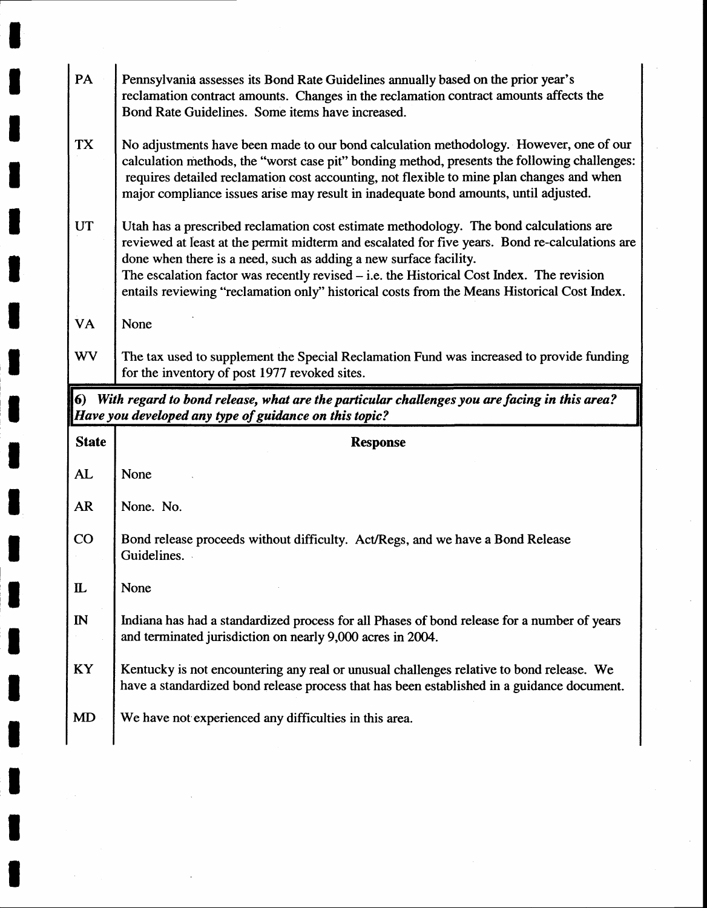| | |
|---|---|
| PA | Pennsylvania assesses its Bond Rate Guidelines annually based on the prior year's reclamation contract amounts. Changes in the reclamation contract amounts affects the Bond Rate Guidelines. Some items have increased. |
| TX | No adjustments have been made to our bond calculation methodology. However, one of our calculation methods, the "worst case pit" bonding method, presents the following challenges: requires detailed reclamation cost accounting, not flexible to mine plan changes and when major compliance issues arise may result in inadequate bond amounts, until adjusted. |
| UT | Utah has a prescribed reclamation cost estimate methodology. The bond calculations are reviewed at least at the permit midterm and escalated for five years. Bond re-calculations are done when there is a need, such as adding a new surface facility.<br>The escalation factor was recently revised – i.e. the Historical Cost Index. The revision entails reviewing "reclamation only" historical costs from the Means Historical Cost Index. |
| VA | None |
| WV | The tax used to supplement the Special Reclamation Fund was increased to provide funding for the inventory of post 1977 revoked sites. |

***6) With regard to bond release, what are the particular challenges you are facing in this area? Have you developed any type of guidance on this topic?***

| State | Response |
|---|---|
| AL | None |
| AR | None. No. |
| CO | Bond release proceeds without difficulty. Act/Regs, and we have a Bond Release Guidelines. |
| IL | None |
| IN | Indiana has had a standardized process for all Phases of bond release for a number of years and terminated jurisdiction on nearly 9,000 acres in 2004. |
| KY | Kentucky is not encountering any real or unusual challenges relative to bond release. We have a standardized bond release process that has been established in a guidance document. |
| MD | We have not experienced any difficulties in this area. |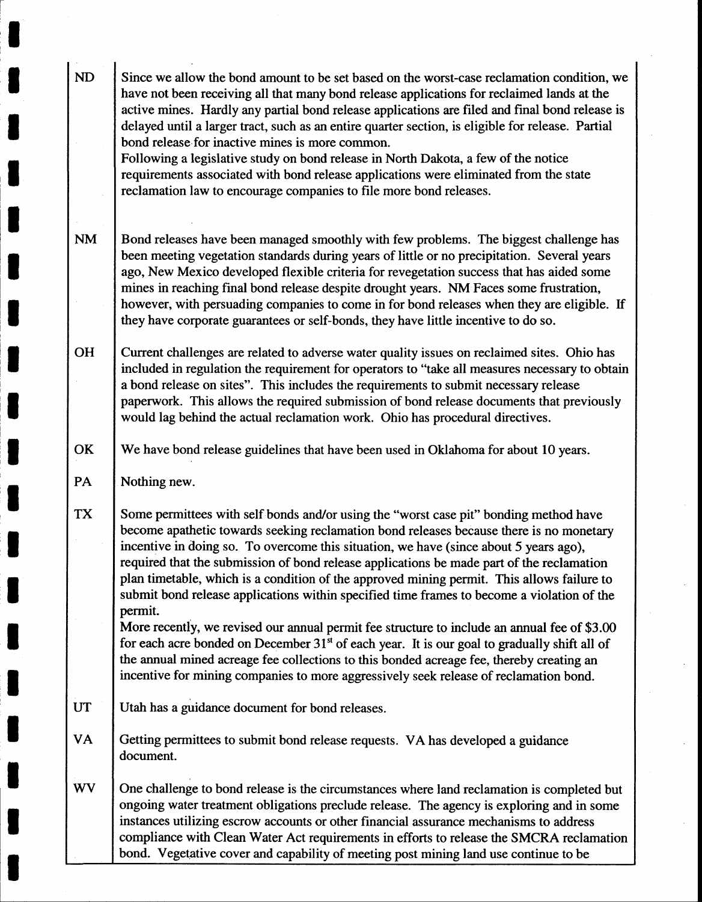| | |
|---|---|
| ND | Since we allow the bond amount to be set based on the worst-case reclamation condition, we have not been receiving all that many bond release applications for reclaimed lands at the active mines. Hardly any partial bond release applications are filed and final bond release is delayed until a larger tract, such as an entire quarter section, is eligible for release. Partial bond release for inactive mines is more common.<br>Following a legislative study on bond release in North Dakota, a few of the notice requirements associated with bond release applications were eliminated from the state reclamation law to encourage companies to file more bond releases. |
| NM | Bond releases have been managed smoothly with few problems. The biggest challenge has been meeting vegetation standards during years of little or no precipitation. Several years ago, New Mexico developed flexible criteria for revegetation success that has aided some mines in reaching final bond release despite drought years. NM Faces some frustration, however, with persuading companies to come in for bond releases when they are eligible. If they have corporate guarantees or self-bonds, they have little incentive to do so. |
| OH | Current challenges are related to adverse water quality issues on reclaimed sites. Ohio has included in regulation the requirement for operators to "take all measures necessary to obtain a bond release on sites". This includes the requirements to submit necessary release paperwork. This allows the required submission of bond release documents that previously would lag behind the actual reclamation work. Ohio has procedural directives. |
| OK | We have bond release guidelines that have been used in Oklahoma for about 10 years. |
| PA | Nothing new. |
| TX | Some permittees with self bonds and/or using the "worst case pit" bonding method have become apathetic towards seeking reclamation bond releases because there is no monetary incentive in doing so. To overcome this situation, we have (since about 5 years ago), required that the submission of bond release applications be made part of the reclamation plan timetable, which is a condition of the approved mining permit. This allows failure to submit bond release applications within specified time frames to become a violation of the permit.<br>More recently, we revised our annual permit fee structure to include an annual fee of $3.00 for each acre bonded on December 31st of each year. It is our goal to gradually shift all of the annual mined acreage fee collections to this bonded acreage fee, thereby creating an incentive for mining companies to more aggressively seek release of reclamation bond. |
| UT | Utah has a guidance document for bond releases. |
| VA | Getting permittees to submit bond release requests. VA has developed a guidance document. |
| WV | One challenge to bond release is the circumstances where land reclamation is completed but ongoing water treatment obligations preclude release. The agency is exploring and in some instances utilizing escrow accounts or other financial assurance mechanisms to address compliance with Clean Water Act requirements in efforts to release the SMCRA reclamation bond. Vegetative cover and capability of meeting post mining land use continue to be |